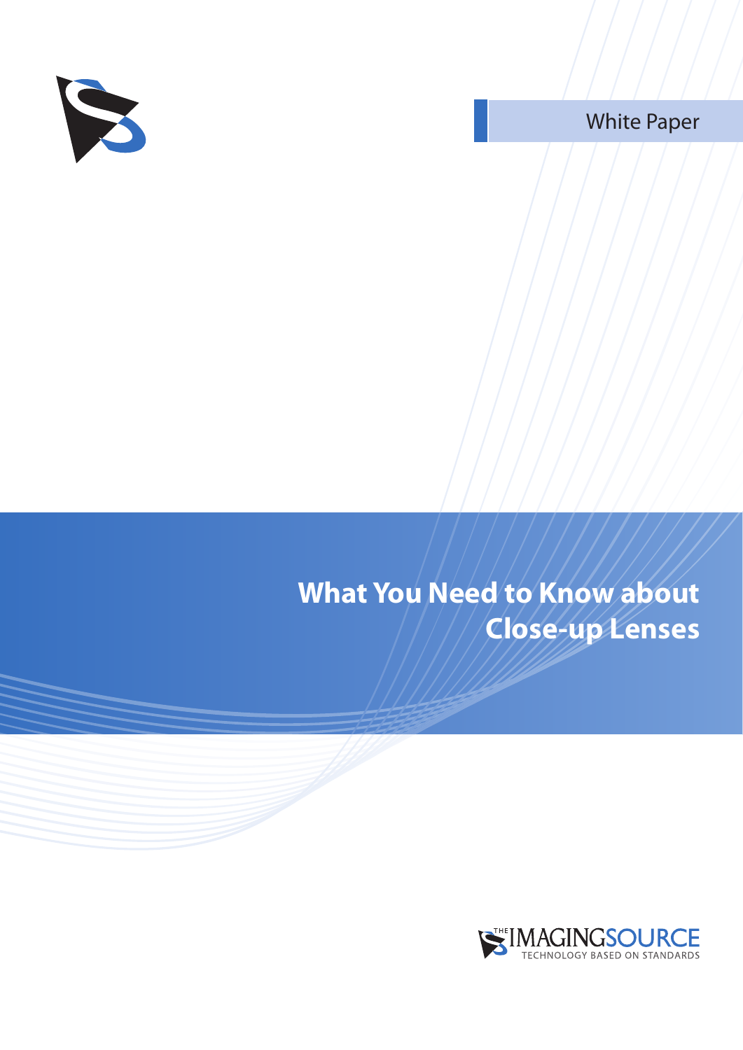White Paper

# What You Need to Know about Close-up Lenses

THE IMAGINGSOURCE

TECHNOLOGY BASED ON STANDARDS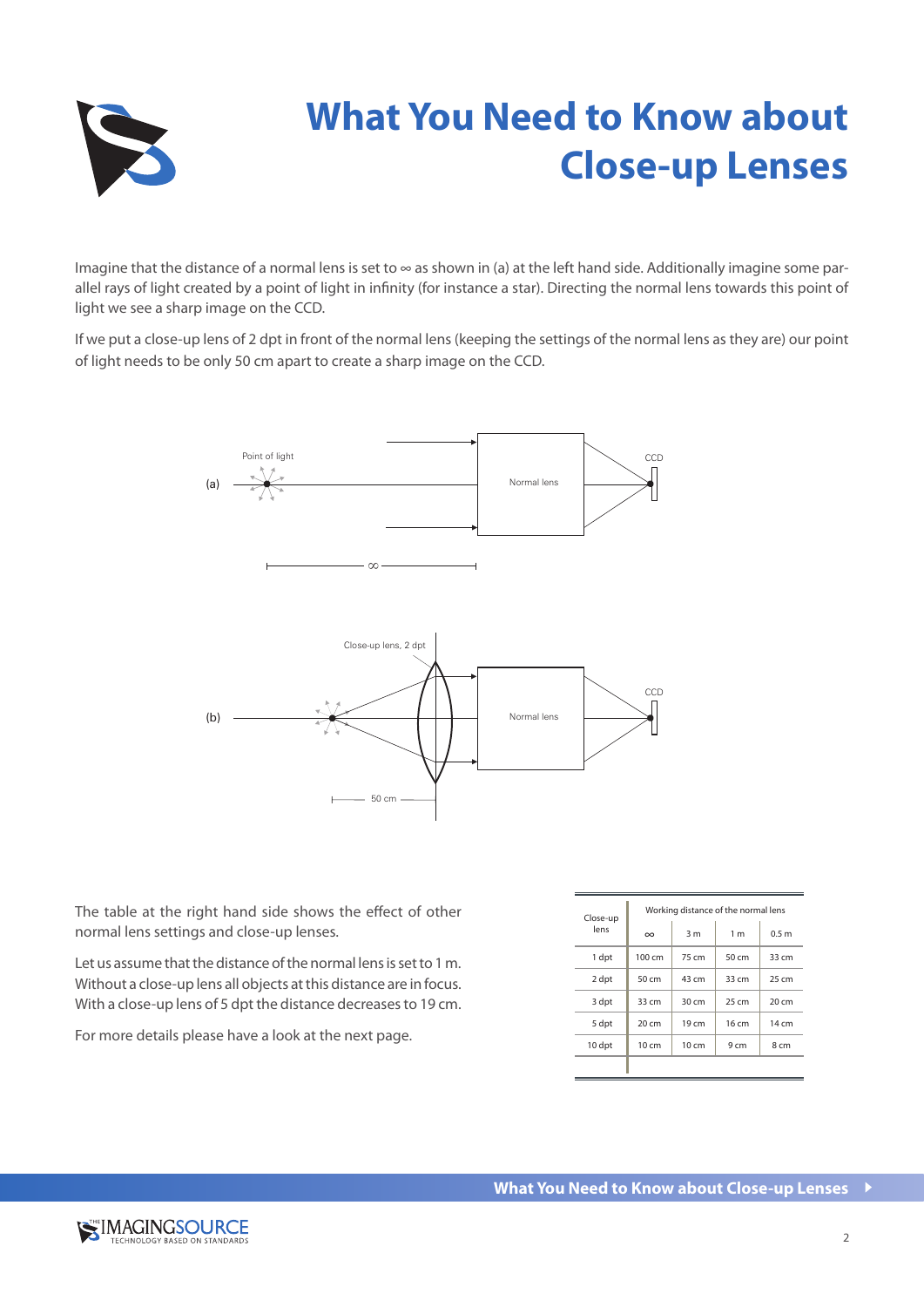# What You Need to Know about Close-up Lenses

Imagine that the distance of a normal lens is set to ∞ as shown in (a) at the left hand side. Additionally imagine some parallel rays of light created by a point of light in infinity (for instance a star). Directing the normal lens towards this point of light we see a sharp image on the CCD.

If we put a close-up lens of 2 dpt in front of the normal lens (keeping the settings of the normal lens as they are) our point of light needs to be only 50 cm apart to create a sharp image on the CCD.

The table at the right hand side shows the effect of other normal lens settings and close-up lenses.

Let us assume that the distance of the normal lens is set to 1 m. Without a close-up lens all objects at this distance are in focus. With a close-up lens of 5 dpt the distance decreases to 19 cm.

For more details please have a look at the next page.

| Close-up lens | Working distance of the normal lens | | | |
|---|---|---|---|---|
| | ∞ | 3 m | 1 m | 0.5 m |
| 1 dpt | 100 cm | 75 cm | 50 cm | 33 cm |
| 2 dpt | 50 cm | 43 cm | 33 cm | 25 cm |
| 3 dpt | 33 cm | 30 cm | 25 cm | 20 cm |
| 5 dpt | 20 cm | 19 cm | 16 cm | 14 cm |
| 10 dpt | 10 cm | 10 cm | 9 cm | 8 cm |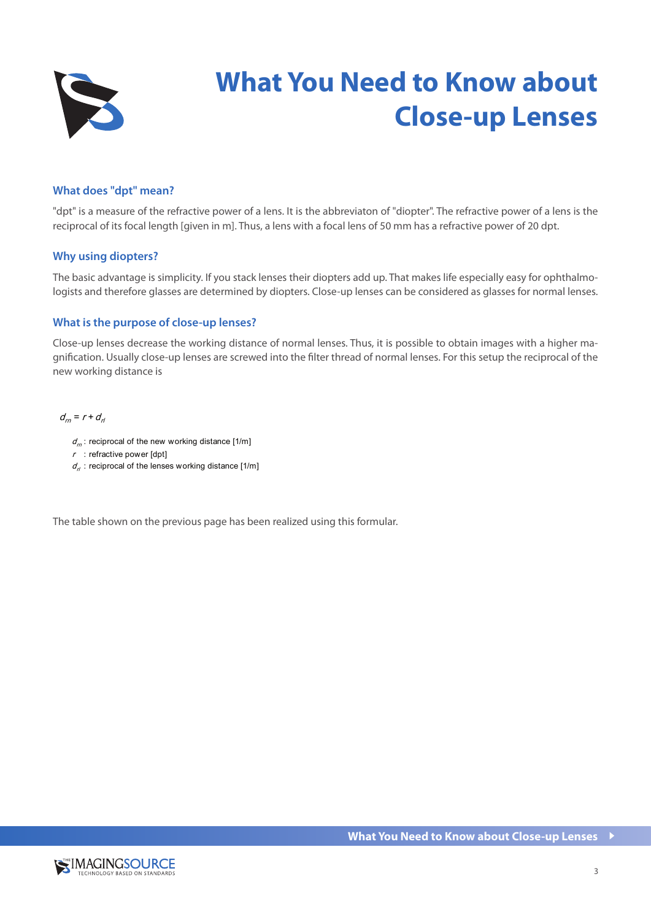# What You Need to Know about Close-up Lenses

### What does "dpt" mean?

"dpt" is a measure of the refractive power of a lens. It is the abbreviaton of "diopter". The refractive power of a lens is the reciprocal of its focal length [given in m]. Thus, a lens with a focal lens of 50 mm has a refractive power of 20 dpt.

### Why using diopters?

The basic advantage is simplicity. If you stack lenses their diopters add up. That makes life especially easy for ophthalmologists and therefore glasses are determined by diopters. Close-up lenses can be considered as glasses for normal lenses.

### What is the purpose of close-up lenses?

Close-up lenses decrease the working distance of normal lenses. Thus, it is possible to obtain images with a higher magnification. Usually close-up lenses are screwed into the filter thread of normal lenses. For this setup the reciprocal of the new working distance is

$$d_m = r + d_{rl}$$

$d_m$ : reciprocal of the new working distance [1/m]
$r$ : refractive power [dpt]
$d_{rl}$ : reciprocal of the lenses working distance [1/m]

The table shown on the previous page has been realized using this formular.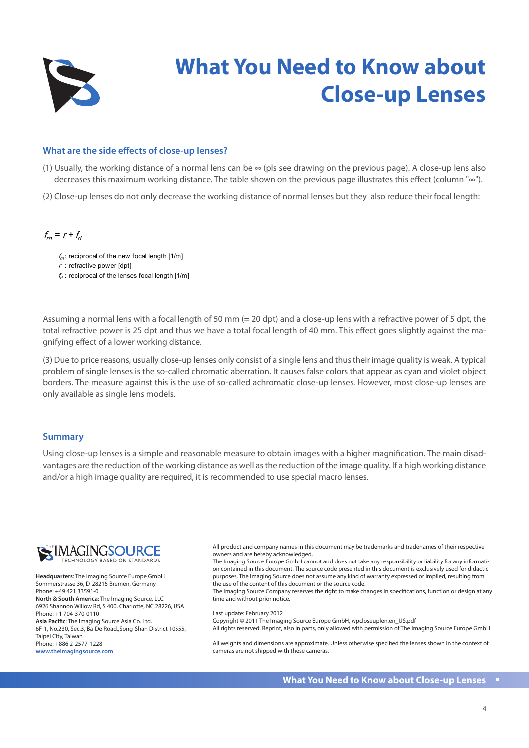# What You Need to Know about Close-up Lenses

## What are the side effects of close-up lenses?

(1) Usually, the working distance of a normal lens can be ∞ (pls see drawing on the previous page). A close-up lens also decreases this maximum working distance. The table shown on the previous page illustrates this effect (column "∞").

(2) Close-up lenses do not only decrease the working distance of normal lenses but they also reduce their focal length:

$$f_{rn} = r + f_{rl}$$

$f_{rn}$: reciprocal of the new focal length [1/m]
$r$ : refractive power [dpt]
$f_{rl}$ : reciprocal of the lenses focal length [1/m]

Assuming a normal lens with a focal length of 50 mm (= 20 dpt) and a close-up lens with a refractive power of 5 dpt, the total refractive power is 25 dpt and thus we have a total focal length of 40 mm. This effect goes slightly against the magnifying effect of a lower working distance.

(3) Due to price reasons, usually close-up lenses only consist of a single lens and thus their image quality is weak. A typical problem of single lenses is the so-called chromatic aberration. It causes false colors that appear as cyan and violet object borders. The measure against this is the use of so-called achromatic close-up lenses. However, most close-up lenses are only available as single lens models.

## Summary

Using close-up lenses is a simple and reasonable measure to obtain images with a higher magnification. The main disadvantages are the reduction of the working distance as well as the reduction of the image quality. If a high working distance and/or a high image quality are required, it is recommended to use special macro lenses.

THE IMAGINGSOURCE
TECHNOLOGY BASED ON STANDARDS

**Headquarters**: The Imaging Source Europe GmbH
Sommerstrasse 36, D-28215 Bremen, Germany
Phone: +49 421 33591-0
**North & South America**: The Imaging Source, LLC
6926 Shannon Willow Rd, S 400, Charlotte, NC 28226, USA
Phone: +1 704-370-0110
**Asia Pacific**: The Imaging Source Asia Co. Ltd.
6F-1, No.230, Sec.3, Ba-De Road,,Song-Shan District 10555, Taipei City, Taiwan
Phone: +886 2-2577-1228
www.theimagingsource.com

All product and company names in this document may be trademarks and tradenames of their respective owners and are hereby acknowledged.
The Imaging Source Europe GmbH cannot and does not take any responsibility or liability for any information contained in this document. The source code presented in this document is exclusively used for didactic purposes. The Imaging Source does not assume any kind of warranty expressed or implied, resulting from the use of the content of this document or the source code.
The Imaging Source Company reserves the right to make changes in specifications, function or design at any time and without prior notice.

Last update: February 2012
Copyright © 2011 The Imaging Source Europe GmbH, wpcloseuplen.en_US.pdf
All rights reserved. Reprint, also in parts, only allowed with permission of The Imaging Source Europe GmbH.

All weights and dimensions are approximate. Unless otherwise specified the lenses shown in the context of cameras are not shipped with these cameras.